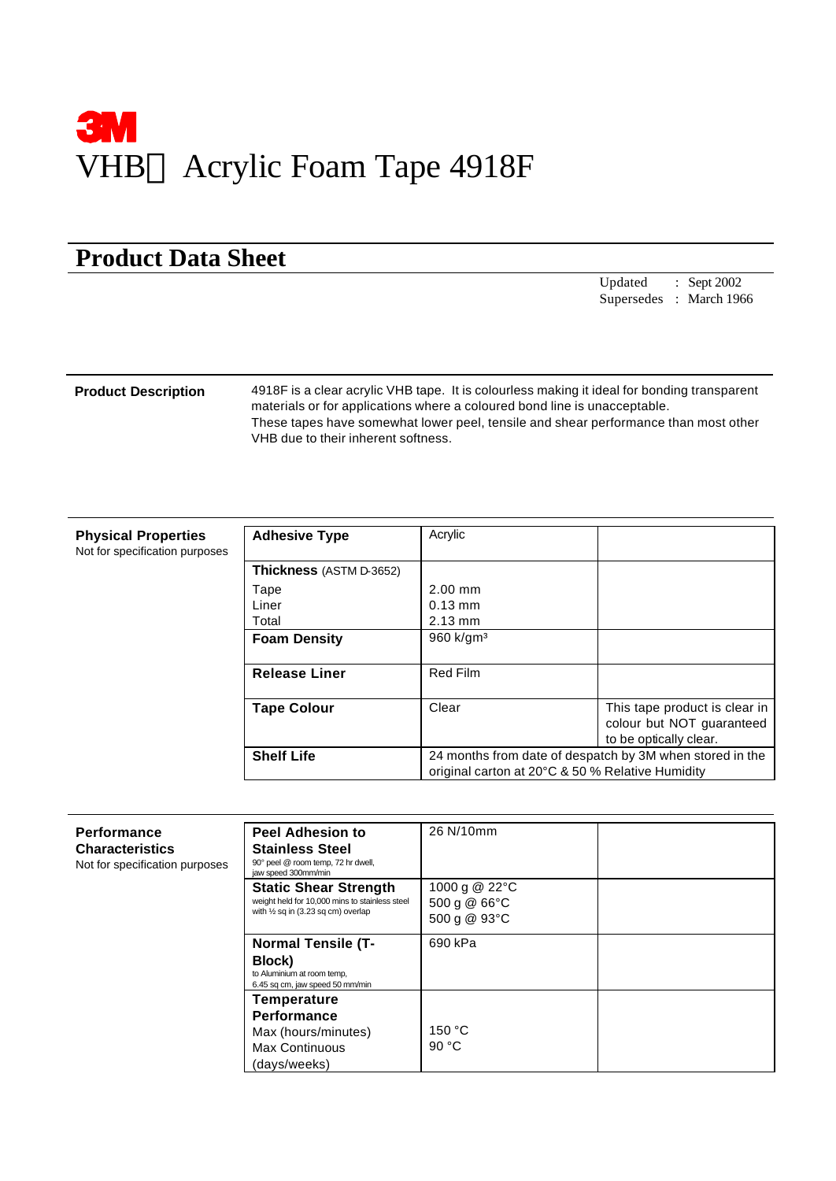3M

# VHB Acrylic Foam Tape 4918F

## Product Data Sheet

Updated : Sept 2002
Supersedes : March 1966

**Product Description**

4918F is a clear acrylic VHB tape. It is colourless making it ideal for bonding transparent materials or for applications where a coloured bond line is unacceptable.
These tapes have somewhat lower peel, tensile and shear performance than most other VHB due to their inherent softness.

**Physical Properties**
Not for specification purposes

| | | |
|---|---|---|
| **Adhesive Type** | Acrylic | |
| **Thickness** (ASTM D-3652)<br>Tape<br>Liner<br>Total | <br>2.00 mm<br>0.13 mm<br>2.13 mm | |
| **Foam Density** | 960 k/gm³ | |
| **Release Liner** | Red Film | |
| **Tape Colour** | Clear | This tape product is clear in colour but NOT guaranteed to be optically clear. |
| **Shelf Life** | 24 months from date of despatch by 3M when stored in the original carton at 20°C & 50 % Relative Humidity | |

**Performance Characteristics**
Not for specification purposes

| | | |
|---|---|---|
| **Peel Adhesion to Stainless Steel**<br>90° peel @ room temp, 72 hr dwell, jaw speed 300mm/min | 26 N/10mm | |
| **Static Shear Strength**<br>weight held for 10,000 mins to stainless steel with ½ sq in (3.23 sq cm) overlap | 1000 g @ 22°C<br>500 g @ 66°C<br>500 g @ 93°C | |
| **Normal Tensile (T-Block)**<br>to Aluminium at room temp, 6.45 sq cm, jaw speed 50 mm/min | 690 kPa | |
| **Temperature Performance**<br>Max (hours/minutes)<br>Max Continuous (days/weeks) | <br>150 °C<br>90 °C | |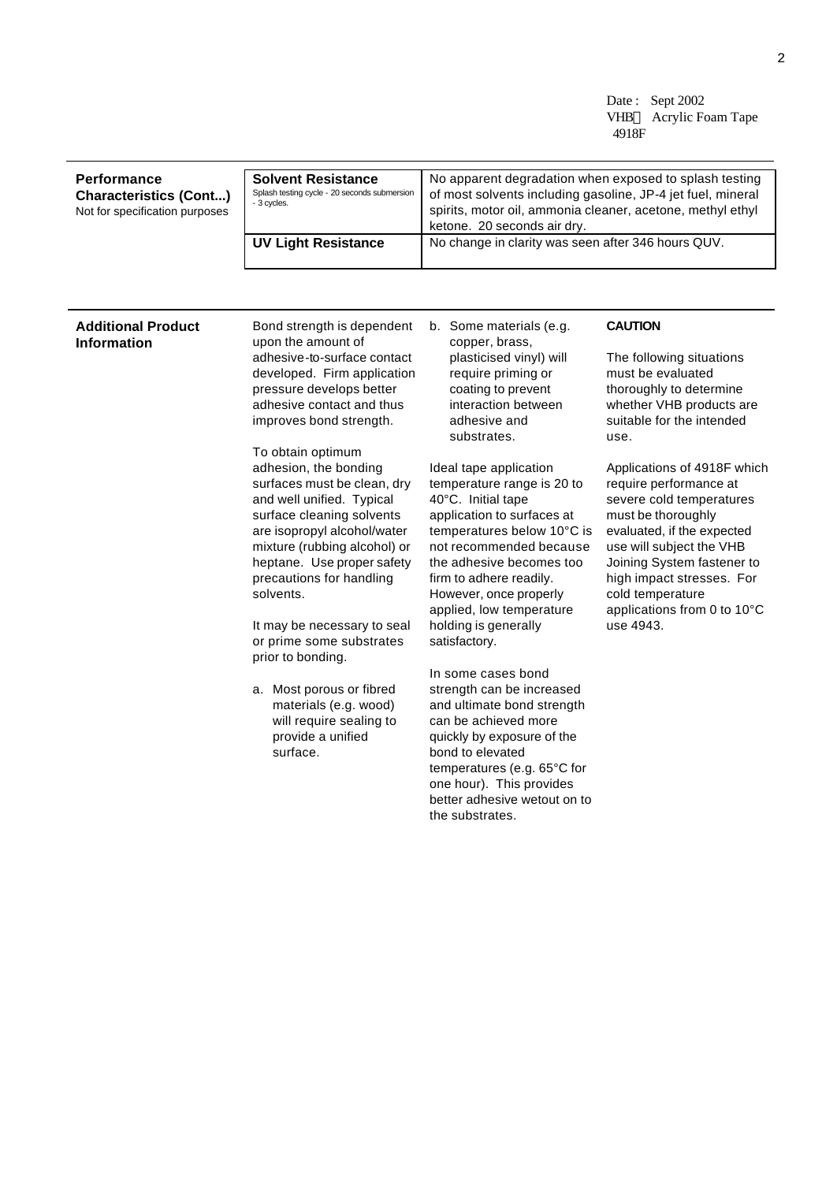| Performance Characteristics (Cont...) Not for specification purposes | | |
|---|---|---|
| | **Solvent Resistance** Splash testing cycle - 20 seconds submersion - 3 cycles. | No apparent degradation when exposed to splash testing of most solvents including gasoline, JP-4 jet fuel, mineral spirits, motor oil, ammonia cleaner, acetone, methyl ethyl ketone. 20 seconds air dry. |
| | **UV Light Resistance** | No change in clarity was seen after 346 hours QUV. |

## Additional Product Information

Bond strength is dependent upon the amount of adhesive-to-surface contact developed. Firm application pressure develops better adhesive contact and thus improves bond strength.

To obtain optimum adhesion, the bonding surfaces must be clean, dry and well unified. Typical surface cleaning solvents are isopropyl alcohol/water mixture (rubbing alcohol) or heptane. Use proper safety precautions for handling solvents.

It may be necessary to seal or prime some substrates prior to bonding.

a. Most porous or fibred materials (e.g. wood) will require sealing to provide a unified surface.

b. Some materials (e.g. copper, brass, plasticised vinyl) will require priming or coating to prevent interaction between adhesive and substrates.

Ideal tape application temperature range is 20 to 40°C. Initial tape application to surfaces at temperatures below 10°C is not recommended because the adhesive becomes too firm to adhere readily. However, once properly applied, low temperature holding is generally satisfactory.

In some cases bond strength can be increased and ultimate bond strength can be achieved more quickly by exposure of the bond to elevated temperatures (e.g. 65°C for one hour). This provides better adhesive wetout on to the substrates.

**CAUTION**

The following situations must be evaluated thoroughly to determine whether VHB products are suitable for the intended use.

Applications of 4918F which require performance at severe cold temperatures must be thoroughly evaluated, if the expected use will subject the VHB Joining System fastener to high impact stresses. For cold temperature applications from 0 to 10°C use 4943.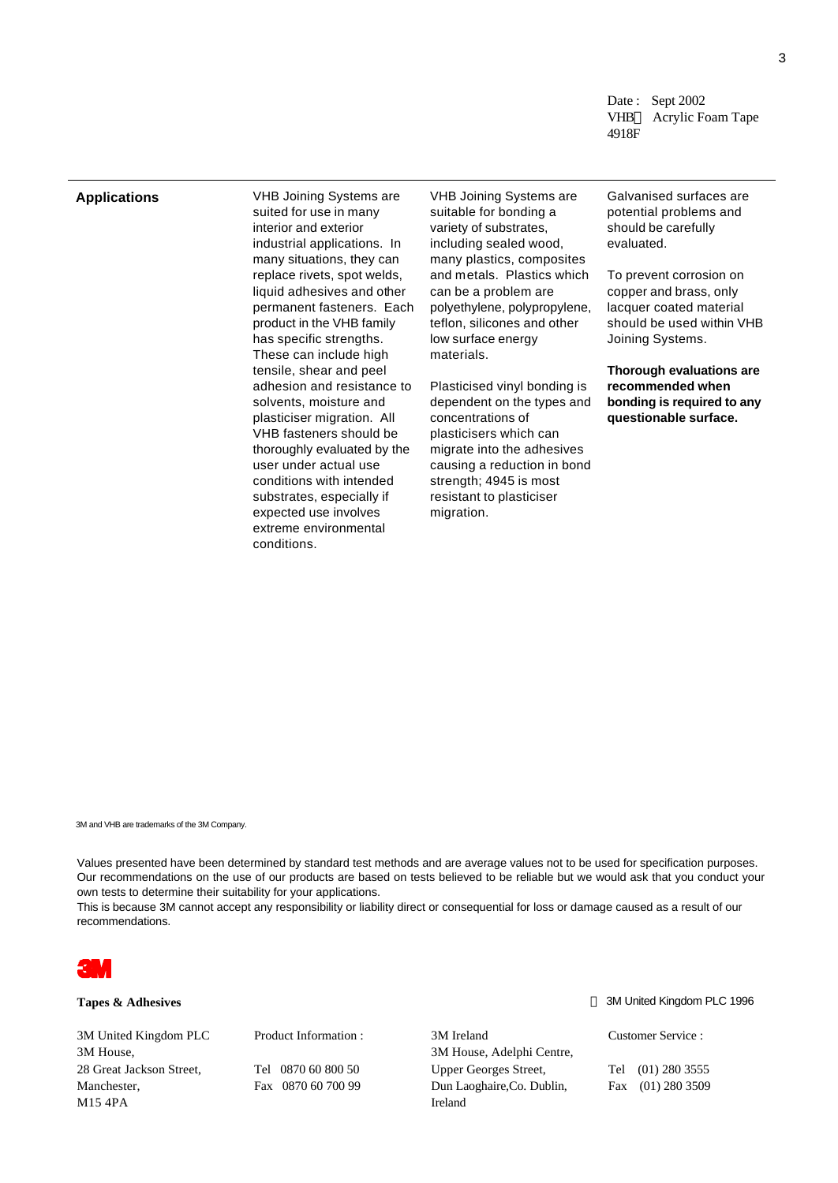## Applications

VHB Joining Systems are suited for use in many interior and exterior industrial applications. In many situations, they can replace rivets, spot welds, liquid adhesives and other permanent fasteners. Each product in the VHB family has specific strengths. These can include high tensile, shear and peel adhesion and resistance to solvents, moisture and plasticiser migration. All VHB fasteners should be thoroughly evaluated by the user under actual use conditions with intended substrates, especially if expected use involves extreme environmental conditions.

VHB Joining Systems are suitable for bonding a variety of substrates, including sealed wood, many plastics, composites and metals. Plastics which can be a problem are polyethylene, polypropylene, teflon, silicones and other low surface energy materials.

Plasticised vinyl bonding is dependent on the types and concentrations of plasticisers which can migrate into the adhesives causing a reduction in bond strength; 4945 is most resistant to plasticiser migration.

Galvanised surfaces are potential problems and should be carefully evaluated.

To prevent corrosion on copper and brass, only lacquer coated material should be used within VHB Joining Systems.

**Thorough evaluations are recommended when bonding is required to any questionable surface.**

3M and VHB are trademarks of the 3M Company.

Values presented have been determined by standard test methods and are average values not to be used for specification purposes. Our recommendations on the use of our products are based on tests believed to be reliable but we would ask that you conduct your own tests to determine their suitability for your applications.
This is because 3M cannot accept any responsibility or liability direct or consequential for loss or damage caused as a result of our recommendations.

3M

**Tapes & Adhesives**

© 3M United Kingdom PLC 1996

3M United Kingdom PLC
3M House,
28 Great Jackson Street,
Manchester,
M15 4PA

Product Information :
Tel 0870 60 800 50
Fax 0870 60 700 99

3M Ireland
3M House, Adelphi Centre,
Upper Georges Street,
Dun Laoghaire,Co. Dublin,
Ireland

Customer Service :
Tel (01) 280 3555
Fax (01) 280 3509